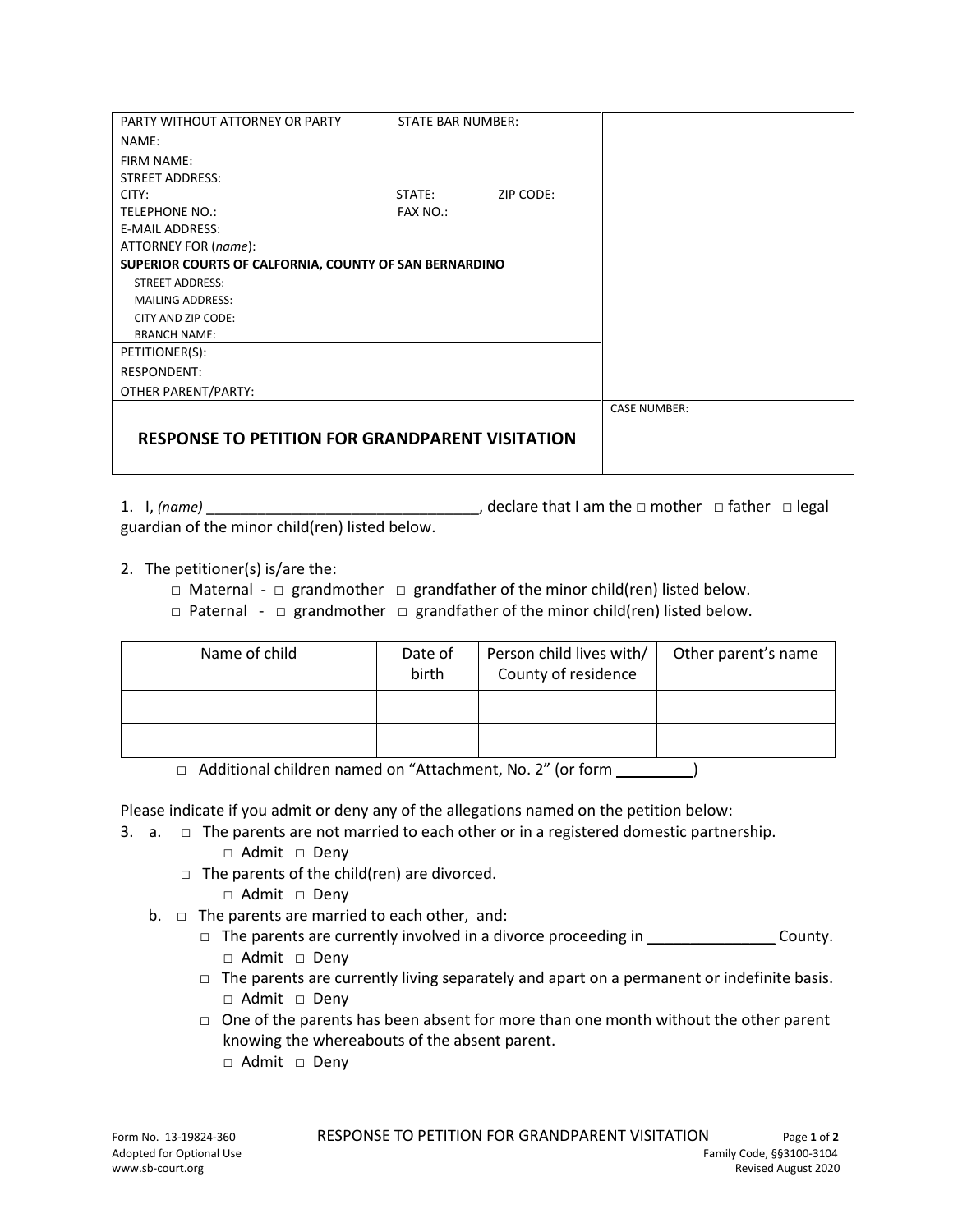| PARTY WITHOUT ATTORNEY OR PARTY STATE BAR NUMBER: | |
|---|---|
| NAME: | |
| FIRM NAME: | |
| STREET ADDRESS: | |
| CITY: STATE: ZIP CODE: | |
| TELEPHONE NO.: FAX NO.: | |
| E-MAIL ADDRESS: | |
| ATTORNEY FOR (*name*): | |
| **SUPERIOR COURTS OF CALFORNIA, COUNTY OF SAN BERNARDINO** | |
| STREET ADDRESS: | |
| MAILING ADDRESS: | |
| CITY AND ZIP CODE: | |
| BRANCH NAME: | |
| PETITIONER(S): | |
| RESPONDENT: | |
| OTHER PARENT/PARTY: | |
| **RESPONSE TO PETITION FOR GRANDPARENT VISITATION** | CASE NUMBER: |

1. I, *(name)* ________________________________, declare that I am the □ mother □ father □ legal guardian of the minor child(ren) listed below.

2. The petitioner(s) is/are the:
   - □ Maternal - □ grandmother □ grandfather of the minor child(ren) listed below.
   - □ Paternal - □ grandmother □ grandfather of the minor child(ren) listed below.

| Name of child | Date of birth | Person child lives with/ County of residence | Other parent's name |
|---|---|---|---|
| | | | |
| | | | |

□ Additional children named on "Attachment, No. 2" (or form _________)

Please indicate if you admit or deny any of the allegations named on the petition below:

3. a. □ The parents are not married to each other or in a registered domestic partnership.
      □ Admit □ Deny
   □ The parents of the child(ren) are divorced.
      □ Admit □ Deny

   b. □ The parents are married to each other, and:
      - □ The parents are currently involved in a divorce proceeding in _______________ County.
        □ Admit □ Deny
      - □ The parents are currently living separately and apart on a permanent or indefinite basis.
        □ Admit □ Deny
      - □ One of the parents has been absent for more than one month without the other parent knowing the whereabouts of the absent parent.
        □ Admit □ Deny

Form No. 13-19824-360
Adopted for Optional Use
www.sb-court.org

Family Code, §§3100-3104
Revised August 2020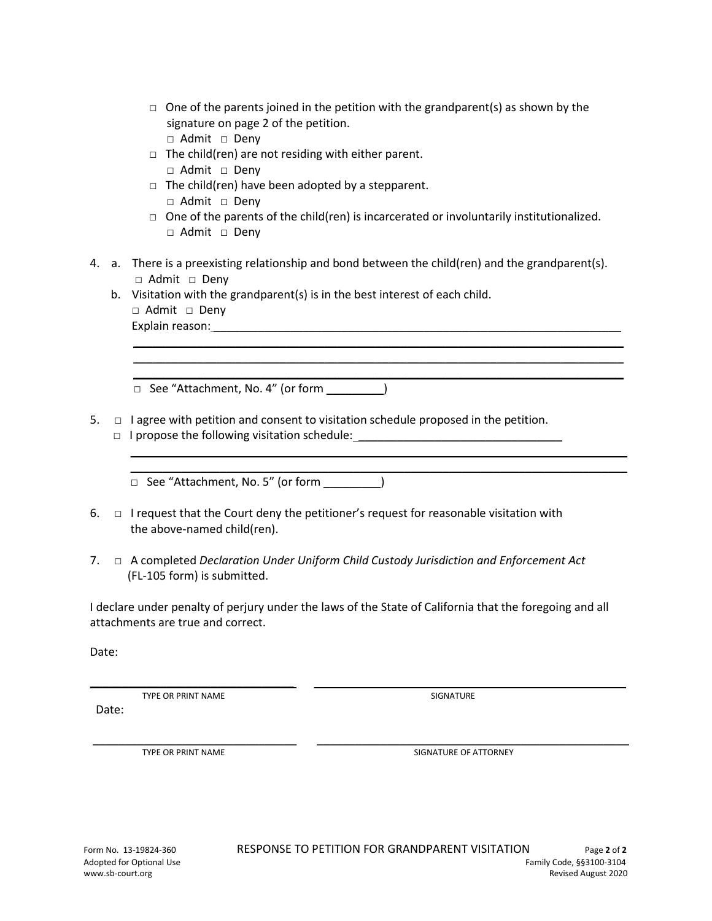- □ One of the parents joined in the petition with the grandparent(s) as shown by the signature on page 2 of the petition.
  □ Admit □ Deny
- □ The child(ren) are not residing with either parent.
  □ Admit □ Deny
- □ The child(ren) have been adopted by a stepparent.
  □ Admit □ Deny
- □ One of the parents of the child(ren) is incarcerated or involuntarily institutionalized.
  □ Admit □ Deny

4. a. There is a preexisting relationship and bond between the child(ren) and the grandparent(s).
   □ Admit □ Deny

   b. Visitation with the grandparent(s) is in the best interest of each child.
   □ Admit □ Deny
   Explain reason:_______________________________________________________________
   ______________________________________________________________________________
   ______________________________________________________________________________
   ______________________________________________________________________________
   □ See "Attachment, No. 4" (or form _________)

5. □ I agree with petition and consent to visitation schedule proposed in the petition.
   □ I propose the following visitation schedule:________________________________
   ______________________________________________________________________________
   ______________________________________________________________________________
   □ See "Attachment, No. 5" (or form _________)

6. □ I request that the Court deny the petitioner's request for reasonable visitation with the above-named child(ren).

7. □ A completed *Declaration Under Uniform Child Custody Jurisdiction and Enforcement Act* (FL-105 form) is submitted.

I declare under penalty of perjury under the laws of the State of California that the foregoing and all attachments are true and correct.

Date:

______________________________ ______________________________________
TYPE OR PRINT NAME SIGNATURE

Date:

______________________________ ______________________________________
TYPE OR PRINT NAME SIGNATURE OF ATTORNEY

Form No. 13-19824-360
Adopted for Optional Use
www.sb-court.org

RESPONSE TO PETITION FOR GRANDPARENT VISITATION

Family Code, §§3100-3104
Revised August 2020